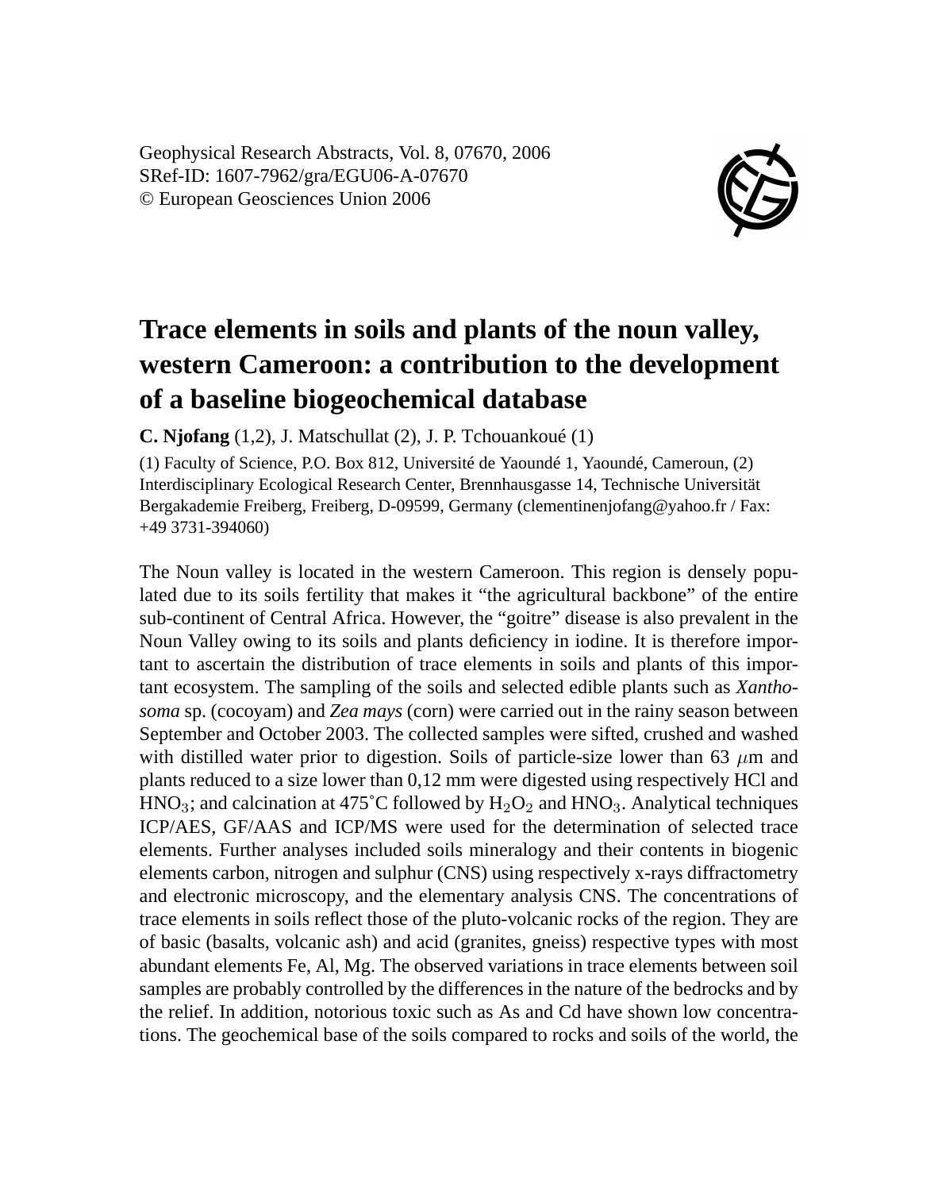Geophysical Research Abstracts, Vol. 8, 07670, 2006
SRef-ID: 1607-7962/gra/EGU06-A-07670
© European Geosciences Union 2006

# Trace elements in soils and plants of the noun valley, western Cameroon: a contribution to the development of a baseline biogeochemical database

**C. Njofang** (1,2), J. Matschullat (2), J. P. Tchouankoué (1)

(1) Faculty of Science, P.O. Box 812, Université de Yaoundé 1, Yaoundé, Cameroun, (2) Interdisciplinary Ecological Research Center, Brennhausgasse 14, Technische Universität Bergakademie Freiberg, Freiberg, D-09599, Germany (clementinenjofang@yahoo.fr / Fax: +49 3731-394060)

The Noun valley is located in the western Cameroon. This region is densely populated due to its soils fertility that makes it "the agricultural backbone" of the entire sub-continent of Central Africa. However, the "goitre" disease is also prevalent in the Noun Valley owing to its soils and plants deficiency in iodine. It is therefore important to ascertain the distribution of trace elements in soils and plants of this important ecosystem. The sampling of the soils and selected edible plants such as *Xanthosoma* sp. (cocoyam) and *Zea mays* (corn) were carried out in the rainy season between September and October 2003. The collected samples were sifted, crushed and washed with distilled water prior to digestion. Soils of particle-size lower than 63 $\mu$m and plants reduced to a size lower than 0,12 mm were digested using respectively HCl and $HNO_3$; and calcination at 475˚C followed by $H_2O_2$ and $HNO_3$. Analytical techniques ICP/AES, GF/AAS and ICP/MS were used for the determination of selected trace elements. Further analyses included soils mineralogy and their contents in biogenic elements carbon, nitrogen and sulphur (CNS) using respectively x-rays diffractometry and electronic microscopy, and the elementary analysis CNS. The concentrations of trace elements in soils reflect those of the pluto-volcanic rocks of the region. They are of basic (basalts, volcanic ash) and acid (granites, gneiss) respective types with most abundant elements Fe, Al, Mg. The observed variations in trace elements between soil samples are probably controlled by the differences in the nature of the bedrocks and by the relief. In addition, notorious toxic such as As and Cd have shown low concentrations. The geochemical base of the soils compared to rocks and soils of the world, the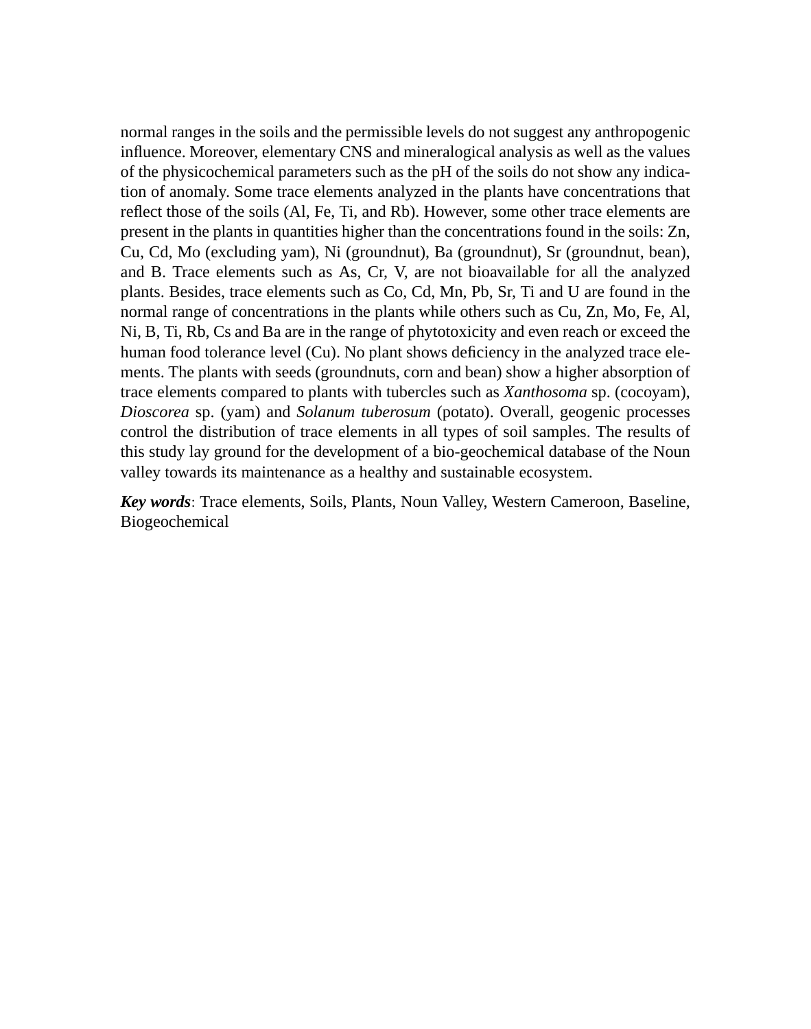normal ranges in the soils and the permissible levels do not suggest any anthropogenic influence. Moreover, elementary CNS and mineralogical analysis as well as the values of the physicochemical parameters such as the pH of the soils do not show any indication of anomaly. Some trace elements analyzed in the plants have concentrations that reflect those of the soils (Al, Fe, Ti, and Rb). However, some other trace elements are present in the plants in quantities higher than the concentrations found in the soils: Zn, Cu, Cd, Mo (excluding yam), Ni (groundnut), Ba (groundnut), Sr (groundnut, bean), and B. Trace elements such as As, Cr, V, are not bioavailable for all the analyzed plants. Besides, trace elements such as Co, Cd, Mn, Pb, Sr, Ti and U are found in the normal range of concentrations in the plants while others such as Cu, Zn, Mo, Fe, Al, Ni, B, Ti, Rb, Cs and Ba are in the range of phytotoxicity and even reach or exceed the human food tolerance level (Cu). No plant shows deficiency in the analyzed trace elements. The plants with seeds (groundnuts, corn and bean) show a higher absorption of trace elements compared to plants with tubercles such as *Xanthosoma* sp. (cocoyam), *Dioscorea* sp. (yam) and *Solanum tuberosum* (potato). Overall, geogenic processes control the distribution of trace elements in all types of soil samples. The results of this study lay ground for the development of a bio-geochemical database of the Noun valley towards its maintenance as a healthy and sustainable ecosystem.

***Key words***: Trace elements, Soils, Plants, Noun Valley, Western Cameroon, Baseline, Biogeochemical